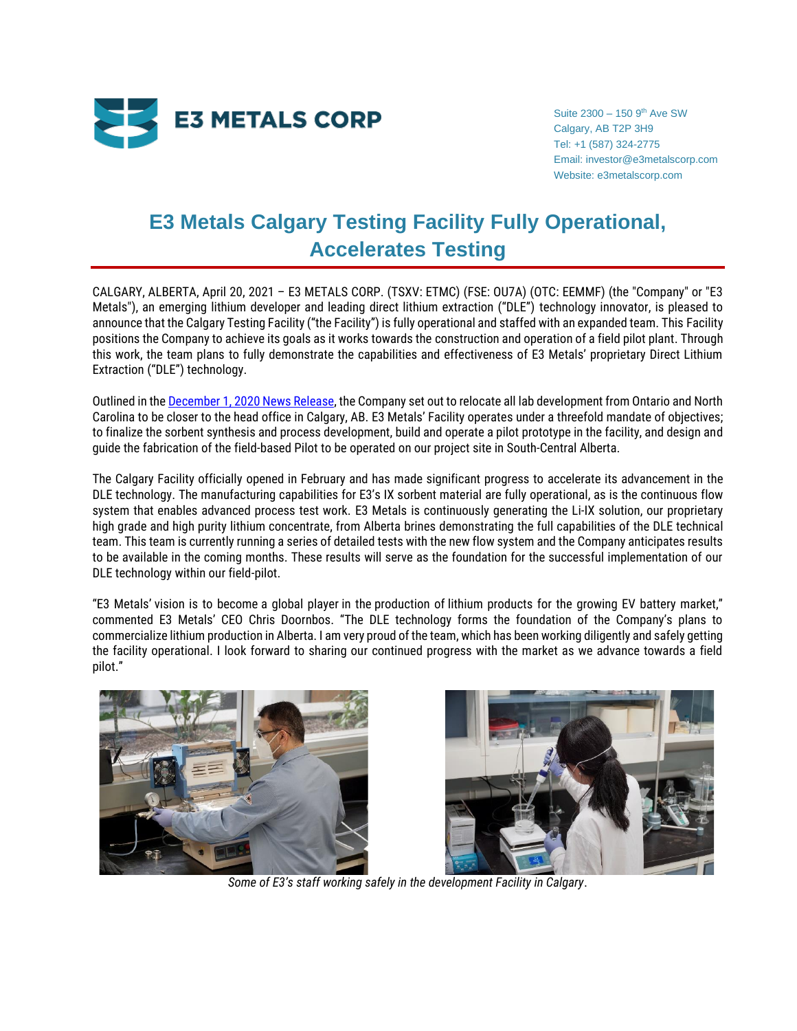E3 METALS CORP

Suite 2300 – 150 9th Ave SW
Calgary, AB T2P 3H9
Tel: +1 (587) 324-2775
Email: investor@e3metalscorp.com
Website: e3metalscorp.com

# E3 Metals Calgary Testing Facility Fully Operational, Accelerates Testing

CALGARY, ALBERTA, April 20, 2021 – E3 METALS CORP. (TSXV: ETMC) (FSE: OU7A) (OTC: EEMMF) (the "Company" or "E3 Metals"), an emerging lithium developer and leading direct lithium extraction ("DLE") technology innovator, is pleased to announce that the Calgary Testing Facility ("the Facility") is fully operational and staffed with an expanded team. This Facility positions the Company to achieve its goals as it works towards the construction and operation of a field pilot plant. Through this work, the team plans to fully demonstrate the capabilities and effectiveness of E3 Metals' proprietary Direct Lithium Extraction ("DLE") technology.

Outlined in the December 1, 2020 News Release, the Company set out to relocate all lab development from Ontario and North Carolina to be closer to the head office in Calgary, AB. E3 Metals' Facility operates under a threefold mandate of objectives; to finalize the sorbent synthesis and process development, build and operate a pilot prototype in the facility, and design and guide the fabrication of the field-based Pilot to be operated on our project site in South-Central Alberta.

The Calgary Facility officially opened in February and has made significant progress to accelerate its advancement in the DLE technology. The manufacturing capabilities for E3's IX sorbent material are fully operational, as is the continuous flow system that enables advanced process test work. E3 Metals is continuously generating the Li-IX solution, our proprietary high grade and high purity lithium concentrate, from Alberta brines demonstrating the full capabilities of the DLE technical team. This team is currently running a series of detailed tests with the new flow system and the Company anticipates results to be available in the coming months. These results will serve as the foundation for the successful implementation of our DLE technology within our field-pilot.

"E3 Metals' vision is to become a global player in the production of lithium products for the growing EV battery market," commented E3 Metals' CEO Chris Doornbos. "The DLE technology forms the foundation of the Company's plans to commercialize lithium production in Alberta. I am very proud of the team, which has been working diligently and safely getting the facility operational. I look forward to sharing our continued progress with the market as we advance towards a field pilot."

*Some of E3's staff working safely in the development Facility in Calgary*.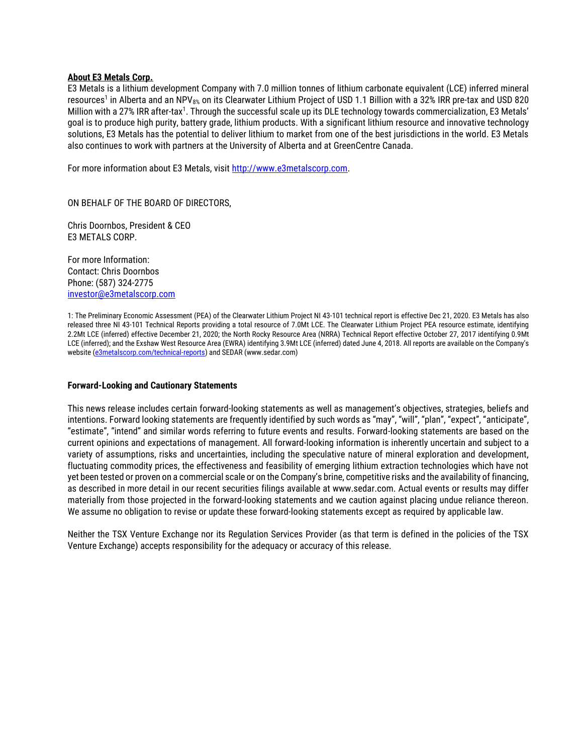**About E3 Metals Corp.**

E3 Metals is a lithium development Company with 7.0 million tonnes of lithium carbonate equivalent (LCE) inferred mineral resources[1] in Alberta and an $NPV_{8\%}$ on its Clearwater Lithium Project of USD 1.1 Billion with a 32% IRR pre-tax and USD 820 Million with a 27% IRR after-tax[1]. Through the successful scale up its DLE technology towards commercialization, E3 Metals' goal is to produce high purity, battery grade, lithium products. With a significant lithium resource and innovative technology solutions, E3 Metals has the potential to deliver lithium to market from one of the best jurisdictions in the world. E3 Metals also continues to work with partners at the University of Alberta and at GreenCentre Canada.

For more information about E3 Metals, visit http://www.e3metalscorp.com.

ON BEHALF OF THE BOARD OF DIRECTORS,

Chris Doornbos, President & CEO
E3 METALS CORP.

For more Information:
Contact: Chris Doornbos
Phone: (587) 324-2775
investor@e3metalscorp.com

1: The Preliminary Economic Assessment (PEA) of the Clearwater Lithium Project NI 43-101 technical report is effective Dec 21, 2020. E3 Metals has also released three NI 43-101 Technical Reports providing a total resource of 7.0Mt LCE. The Clearwater Lithium Project PEA resource estimate, identifying 2.2Mt LCE (inferred) effective December 21, 2020; the North Rocky Resource Area (NRRA) Technical Report effective October 27, 2017 identifying 0.9Mt LCE (inferred); and the Exshaw West Resource Area (EWRA) identifying 3.9Mt LCE (inferred) dated June 4, 2018. All reports are available on the Company's website (e3metalscorp.com/technical-reports) and SEDAR (www.sedar.com)

**Forward-Looking and Cautionary Statements**

This news release includes certain forward-looking statements as well as management's objectives, strategies, beliefs and intentions. Forward looking statements are frequently identified by such words as "may", "will", "plan", "expect", "anticipate", "estimate", "intend" and similar words referring to future events and results. Forward-looking statements are based on the current opinions and expectations of management. All forward-looking information is inherently uncertain and subject to a variety of assumptions, risks and uncertainties, including the speculative nature of mineral exploration and development, fluctuating commodity prices, the effectiveness and feasibility of emerging lithium extraction technologies which have not yet been tested or proven on a commercial scale or on the Company's brine, competitive risks and the availability of financing, as described in more detail in our recent securities filings available at www.sedar.com. Actual events or results may differ materially from those projected in the forward-looking statements and we caution against placing undue reliance thereon. We assume no obligation to revise or update these forward-looking statements except as required by applicable law.

Neither the TSX Venture Exchange nor its Regulation Services Provider (as that term is defined in the policies of the TSX Venture Exchange) accepts responsibility for the adequacy or accuracy of this release.